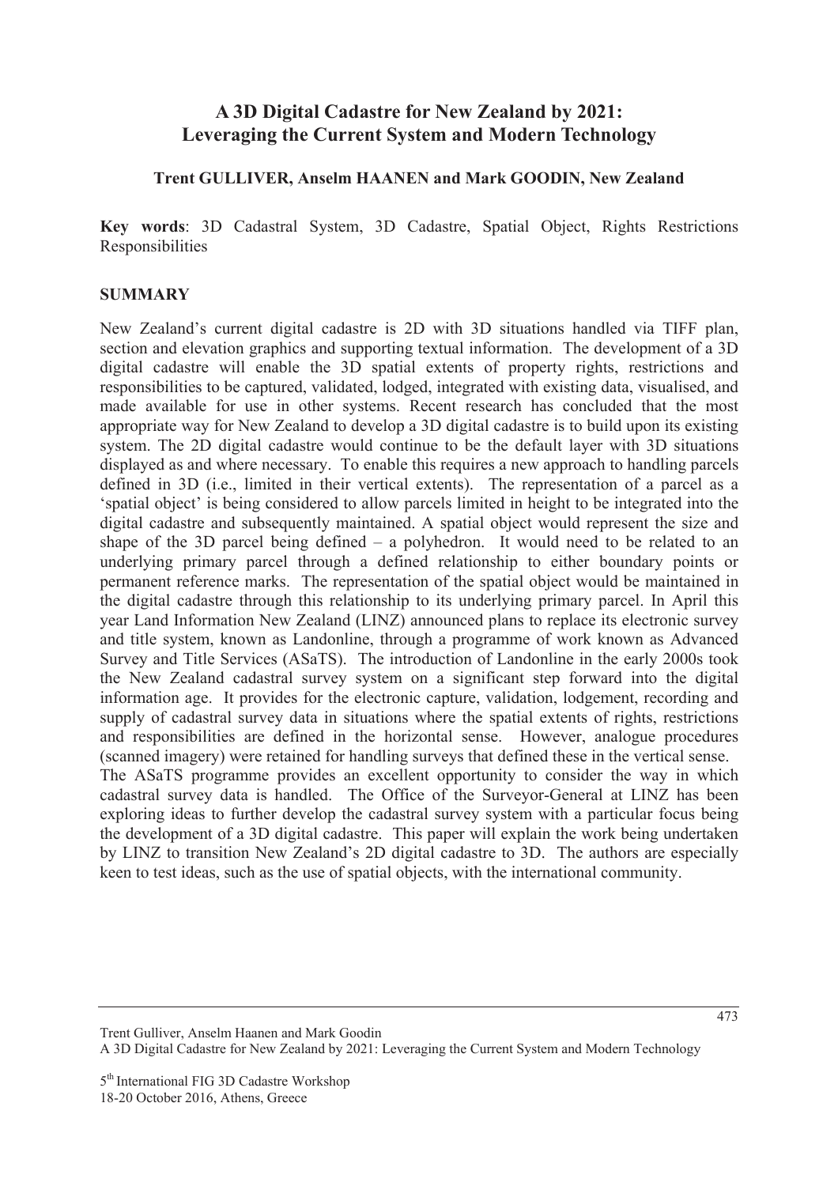# A 3D Digital Cadastre for New Zealand by 2021: Leveraging the Current System and Modern Technology

**Trent GULLIVER, Anselm HAANEN and Mark GOODIN, New Zealand**

**Key words**: 3D Cadastral System, 3D Cadastre, Spatial Object, Rights Restrictions Responsibilities

## SUMMARY

New Zealand's current digital cadastre is 2D with 3D situations handled via TIFF plan, section and elevation graphics and supporting textual information. The development of a 3D digital cadastre will enable the 3D spatial extents of property rights, restrictions and responsibilities to be captured, validated, lodged, integrated with existing data, visualised, and made available for use in other systems. Recent research has concluded that the most appropriate way for New Zealand to develop a 3D digital cadastre is to build upon its existing system. The 2D digital cadastre would continue to be the default layer with 3D situations displayed as and where necessary. To enable this requires a new approach to handling parcels defined in 3D (i.e., limited in their vertical extents). The representation of a parcel as a 'spatial object' is being considered to allow parcels limited in height to be integrated into the digital cadastre and subsequently maintained. A spatial object would represent the size and shape of the 3D parcel being defined – a polyhedron. It would need to be related to an underlying primary parcel through a defined relationship to either boundary points or permanent reference marks. The representation of the spatial object would be maintained in the digital cadastre through this relationship to its underlying primary parcel. In April this year Land Information New Zealand (LINZ) announced plans to replace its electronic survey and title system, known as Landonline, through a programme of work known as Advanced Survey and Title Services (ASaTS). The introduction of Landonline in the early 2000s took the New Zealand cadastral survey system on a significant step forward into the digital information age. It provides for the electronic capture, validation, lodgement, recording and supply of cadastral survey data in situations where the spatial extents of rights, restrictions and responsibilities are defined in the horizontal sense. However, analogue procedures (scanned imagery) were retained for handling surveys that defined these in the vertical sense.

The ASaTS programme provides an excellent opportunity to consider the way in which cadastral survey data is handled. The Office of the Surveyor-General at LINZ has been exploring ideas to further develop the cadastral survey system with a particular focus being the development of a 3D digital cadastre. This paper will explain the work being undertaken by LINZ to transition New Zealand's 2D digital cadastre to 3D. The authors are especially keen to test ideas, such as the use of spatial objects, with the international community.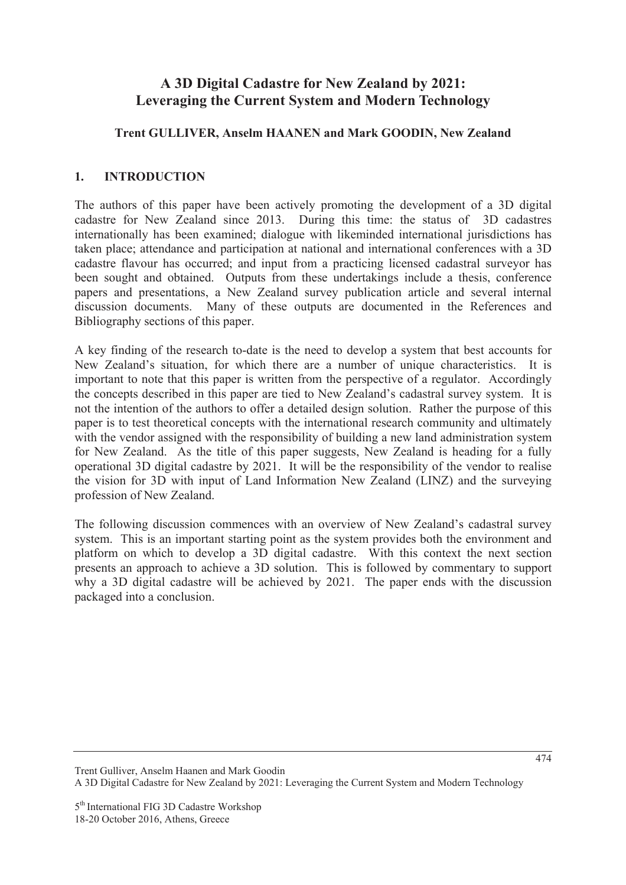# A 3D Digital Cadastre for New Zealand by 2021: Leveraging the Current System and Modern Technology

**Trent GULLIVER, Anselm HAANEN and Mark GOODIN, New Zealand**

## 1. INTRODUCTION

The authors of this paper have been actively promoting the development of a 3D digital cadastre for New Zealand since 2013. During this time: the status of 3D cadastres internationally has been examined; dialogue with likeminded international jurisdictions has taken place; attendance and participation at national and international conferences with a 3D cadastre flavour has occurred; and input from a practicing licensed cadastral surveyor has been sought and obtained. Outputs from these undertakings include a thesis, conference papers and presentations, a New Zealand survey publication article and several internal discussion documents. Many of these outputs are documented in the References and Bibliography sections of this paper.

A key finding of the research to-date is the need to develop a system that best accounts for New Zealand's situation, for which there are a number of unique characteristics. It is important to note that this paper is written from the perspective of a regulator. Accordingly the concepts described in this paper are tied to New Zealand's cadastral survey system. It is not the intention of the authors to offer a detailed design solution. Rather the purpose of this paper is to test theoretical concepts with the international research community and ultimately with the vendor assigned with the responsibility of building a new land administration system for New Zealand. As the title of this paper suggests, New Zealand is heading for a fully operational 3D digital cadastre by 2021. It will be the responsibility of the vendor to realise the vision for 3D with input of Land Information New Zealand (LINZ) and the surveying profession of New Zealand.

The following discussion commences with an overview of New Zealand's cadastral survey system. This is an important starting point as the system provides both the environment and platform on which to develop a 3D digital cadastre. With this context the next section presents an approach to achieve a 3D solution. This is followed by commentary to support why a 3D digital cadastre will be achieved by 2021. The paper ends with the discussion packaged into a conclusion.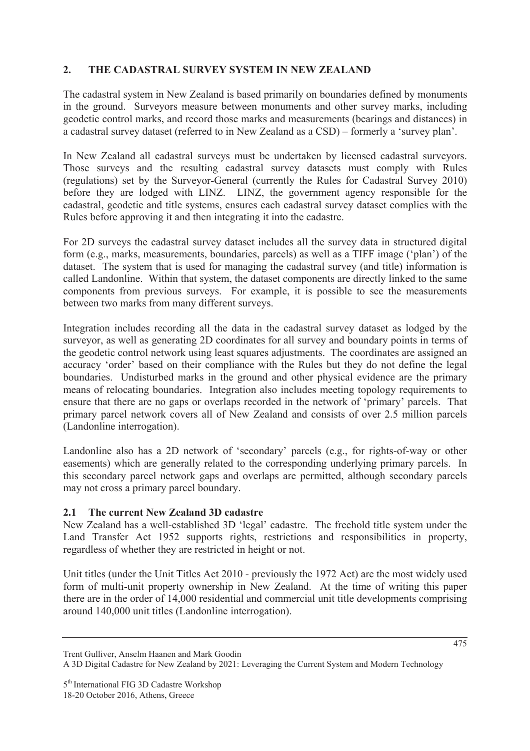## 2. THE CADASTRAL SURVEY SYSTEM IN NEW ZEALAND

The cadastral system in New Zealand is based primarily on boundaries defined by monuments in the ground. Surveyors measure between monuments and other survey marks, including geodetic control marks, and record those marks and measurements (bearings and distances) in a cadastral survey dataset (referred to in New Zealand as a CSD) – formerly a 'survey plan'.

In New Zealand all cadastral surveys must be undertaken by licensed cadastral surveyors. Those surveys and the resulting cadastral survey datasets must comply with Rules (regulations) set by the Surveyor-General (currently the Rules for Cadastral Survey 2010) before they are lodged with LINZ. LINZ, the government agency responsible for the cadastral, geodetic and title systems, ensures each cadastral survey dataset complies with the Rules before approving it and then integrating it into the cadastre.

For 2D surveys the cadastral survey dataset includes all the survey data in structured digital form (e.g., marks, measurements, boundaries, parcels) as well as a TIFF image ('plan') of the dataset. The system that is used for managing the cadastral survey (and title) information is called Landonline. Within that system, the dataset components are directly linked to the same components from previous surveys. For example, it is possible to see the measurements between two marks from many different surveys.

Integration includes recording all the data in the cadastral survey dataset as lodged by the surveyor, as well as generating 2D coordinates for all survey and boundary points in terms of the geodetic control network using least squares adjustments. The coordinates are assigned an accuracy 'order' based on their compliance with the Rules but they do not define the legal boundaries. Undisturbed marks in the ground and other physical evidence are the primary means of relocating boundaries. Integration also includes meeting topology requirements to ensure that there are no gaps or overlaps recorded in the network of 'primary' parcels. That primary parcel network covers all of New Zealand and consists of over 2.5 million parcels (Landonline interrogation).

Landonline also has a 2D network of 'secondary' parcels (e.g., for rights-of-way or other easements) which are generally related to the corresponding underlying primary parcels. In this secondary parcel network gaps and overlaps are permitted, although secondary parcels may not cross a primary parcel boundary.

### 2.1 The current New Zealand 3D cadastre

New Zealand has a well-established 3D 'legal' cadastre. The freehold title system under the Land Transfer Act 1952 supports rights, restrictions and responsibilities in property, regardless of whether they are restricted in height or not.

Unit titles (under the Unit Titles Act 2010 - previously the 1972 Act) are the most widely used form of multi-unit property ownership in New Zealand. At the time of writing this paper there are in the order of 14,000 residential and commercial unit title developments comprising around 140,000 unit titles (Landonline interrogation).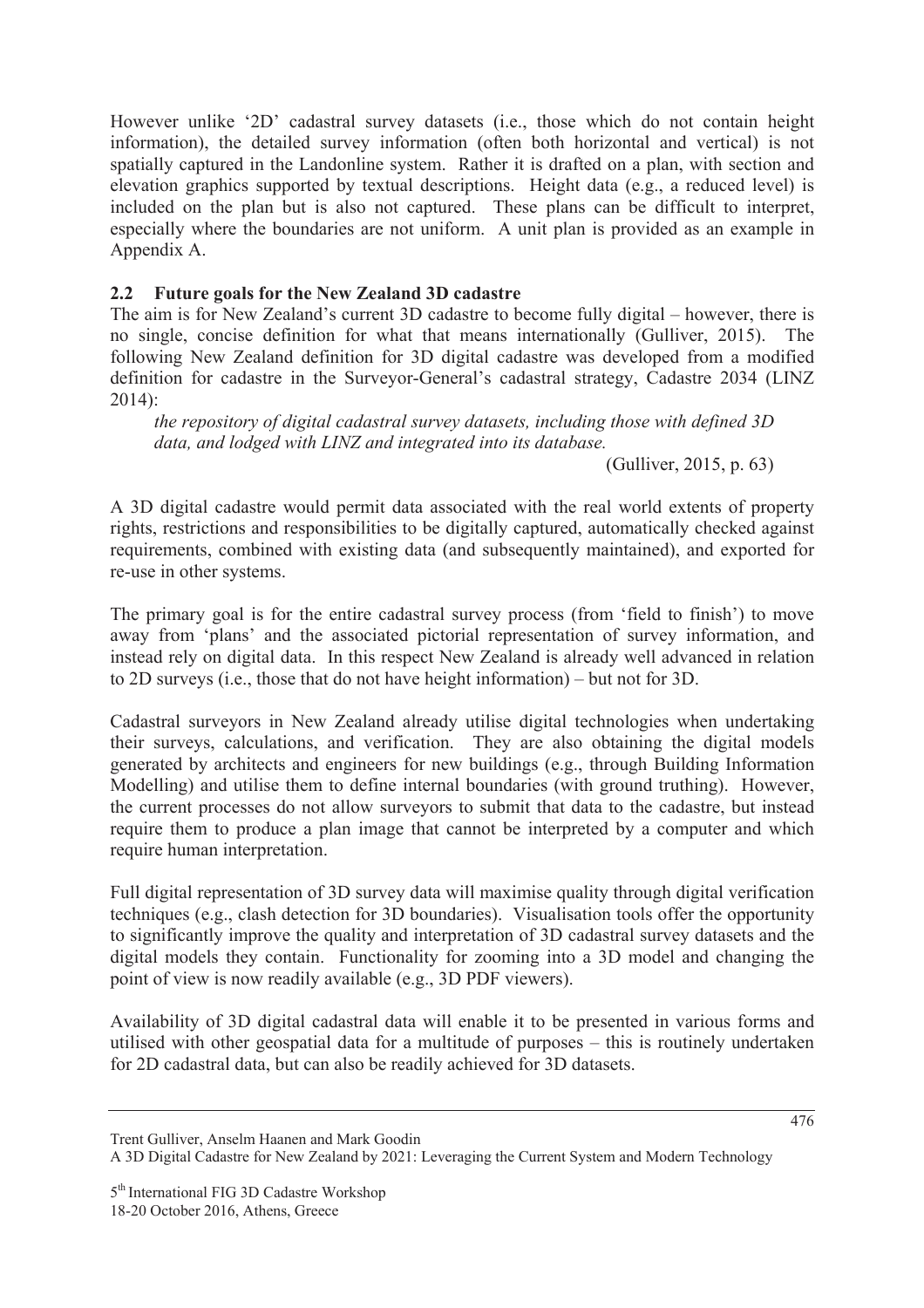However unlike '2D' cadastral survey datasets (i.e., those which do not contain height information), the detailed survey information (often both horizontal and vertical) is not spatially captured in the Landonline system. Rather it is drafted on a plan, with section and elevation graphics supported by textual descriptions. Height data (e.g., a reduced level) is included on the plan but is also not captured. These plans can be difficult to interpret, especially where the boundaries are not uniform. A unit plan is provided as an example in Appendix A.

## 2.2 Future goals for the New Zealand 3D cadastre

The aim is for New Zealand's current 3D cadastre to become fully digital – however, there is no single, concise definition for what that means internationally (Gulliver, 2015). The following New Zealand definition for 3D digital cadastre was developed from a modified definition for cadastre in the Surveyor-General's cadastral strategy, Cadastre 2034 (LINZ 2014):

> *the repository of digital cadastral survey datasets, including those with defined 3D data, and lodged with LINZ and integrated into its database.*
>
> (Gulliver, 2015, p. 63)

A 3D digital cadastre would permit data associated with the real world extents of property rights, restrictions and responsibilities to be digitally captured, automatically checked against requirements, combined with existing data (and subsequently maintained), and exported for re-use in other systems.

The primary goal is for the entire cadastral survey process (from 'field to finish') to move away from 'plans' and the associated pictorial representation of survey information, and instead rely on digital data. In this respect New Zealand is already well advanced in relation to 2D surveys (i.e., those that do not have height information) – but not for 3D.

Cadastral surveyors in New Zealand already utilise digital technologies when undertaking their surveys, calculations, and verification. They are also obtaining the digital models generated by architects and engineers for new buildings (e.g., through Building Information Modelling) and utilise them to define internal boundaries (with ground truthing). However, the current processes do not allow surveyors to submit that data to the cadastre, but instead require them to produce a plan image that cannot be interpreted by a computer and which require human interpretation.

Full digital representation of 3D survey data will maximise quality through digital verification techniques (e.g., clash detection for 3D boundaries). Visualisation tools offer the opportunity to significantly improve the quality and interpretation of 3D cadastral survey datasets and the digital models they contain. Functionality for zooming into a 3D model and changing the point of view is now readily available (e.g., 3D PDF viewers).

Availability of 3D digital cadastral data will enable it to be presented in various forms and utilised with other geospatial data for a multitude of purposes – this is routinely undertaken for 2D cadastral data, but can also be readily achieved for 3D datasets.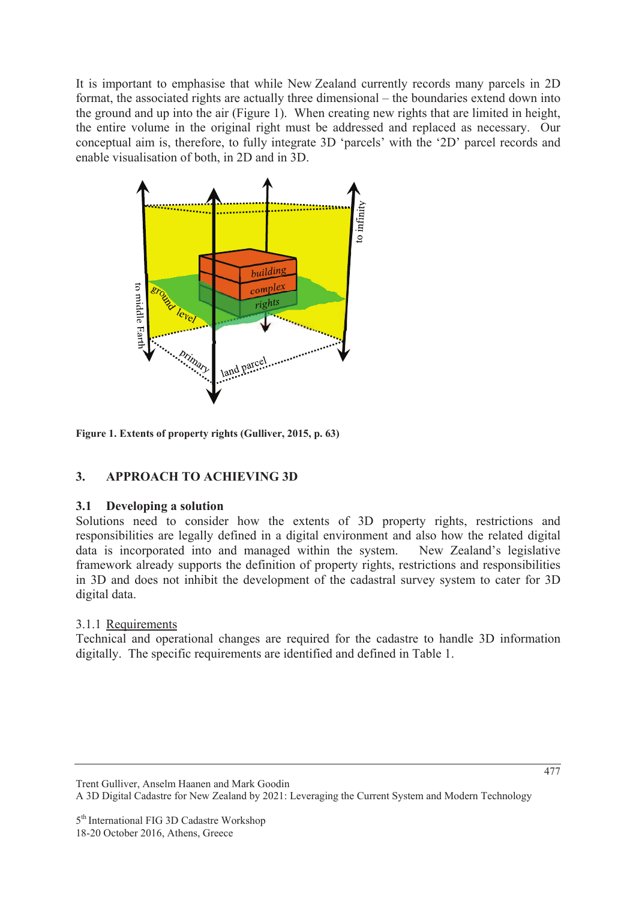It is important to emphasise that while New Zealand currently records many parcels in 2D format, the associated rights are actually three dimensional – the boundaries extend down into the ground and up into the air (Figure 1). When creating new rights that are limited in height, the entire volume in the original right must be addressed and replaced as necessary. Our conceptual aim is, therefore, to fully integrate 3D 'parcels' with the '2D' parcel records and enable visualisation of both, in 2D and in 3D.

**Figure 1. Extents of property rights (Gulliver, 2015, p. 63)**

## 3. APPROACH TO ACHIEVING 3D

### 3.1 Developing a solution

Solutions need to consider how the extents of 3D property rights, restrictions and responsibilities are legally defined in a digital environment and also how the related digital data is incorporated into and managed within the system. New Zealand's legislative framework already supports the definition of property rights, restrictions and responsibilities in 3D and does not inhibit the development of the cadastral survey system to cater for 3D digital data.

#### 3.1.1 Requirements

Technical and operational changes are required for the cadastre to handle 3D information digitally. The specific requirements are identified and defined in Table 1.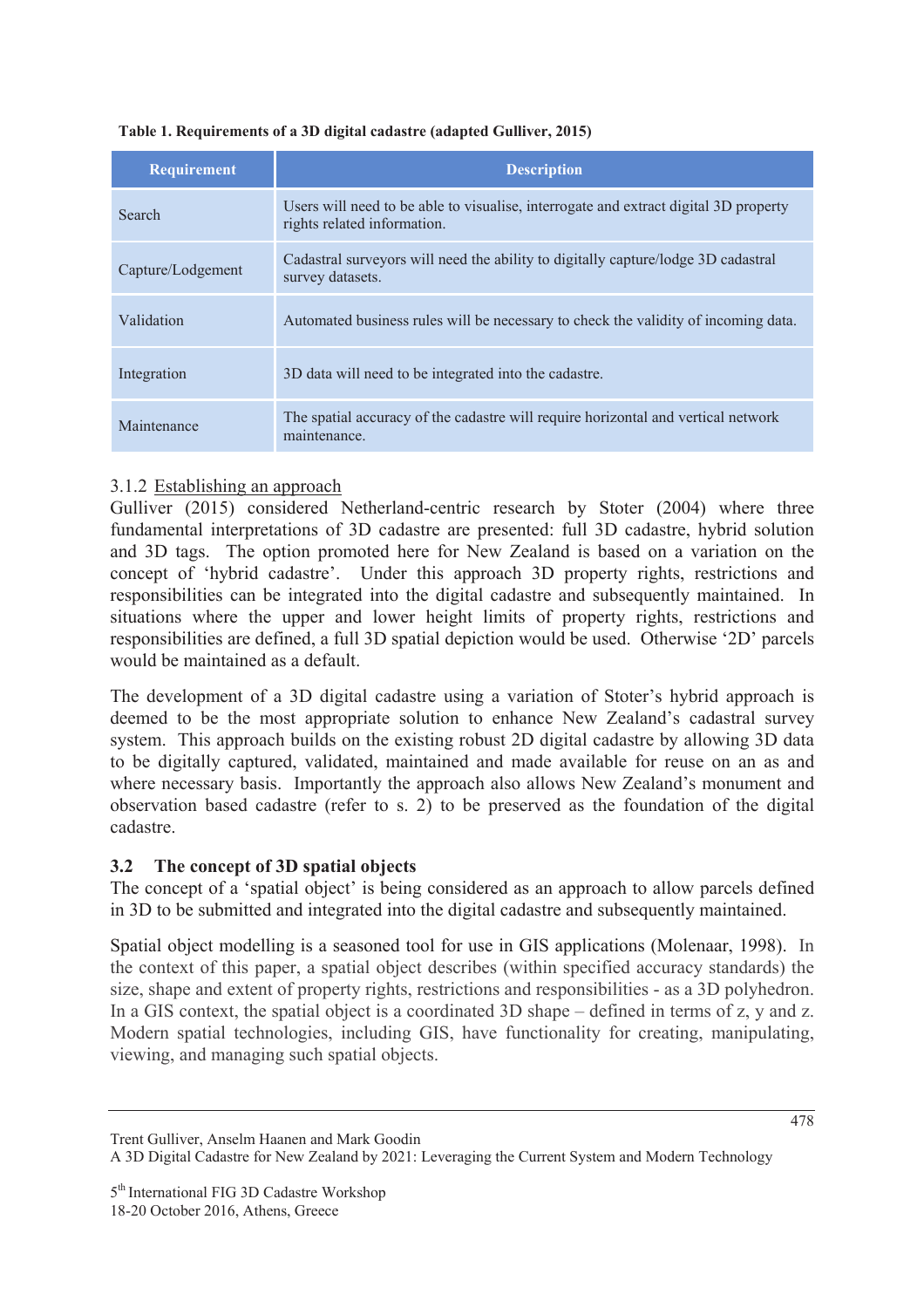**Table 1. Requirements of a 3D digital cadastre (adapted Gulliver, 2015)**

| Requirement | Description |
|---|---|
| Search | Users will need to be able to visualise, interrogate and extract digital 3D property rights related information. |
| Capture/Lodgement | Cadastral surveyors will need the ability to digitally capture/lodge 3D cadastral survey datasets. |
| Validation | Automated business rules will be necessary to check the validity of incoming data. |
| Integration | 3D data will need to be integrated into the cadastre. |
| Maintenance | The spatial accuracy of the cadastre will require horizontal and vertical network maintenance. |

#### 3.1.2 Establishing an approach

Gulliver (2015) considered Netherland-centric research by Stoter (2004) where three fundamental interpretations of 3D cadastre are presented: full 3D cadastre, hybrid solution and 3D tags. The option promoted here for New Zealand is based on a variation on the concept of 'hybrid cadastre'. Under this approach 3D property rights, restrictions and responsibilities can be integrated into the digital cadastre and subsequently maintained. In situations where the upper and lower height limits of property rights, restrictions and responsibilities are defined, a full 3D spatial depiction would be used. Otherwise '2D' parcels would be maintained as a default.

The development of a 3D digital cadastre using a variation of Stoter's hybrid approach is deemed to be the most appropriate solution to enhance New Zealand's cadastral survey system. This approach builds on the existing robust 2D digital cadastre by allowing 3D data to be digitally captured, validated, maintained and made available for reuse on an as and where necessary basis. Importantly the approach also allows New Zealand's monument and observation based cadastre (refer to s. 2) to be preserved as the foundation of the digital cadastre.

### 3.2 The concept of 3D spatial objects

The concept of a 'spatial object' is being considered as an approach to allow parcels defined in 3D to be submitted and integrated into the digital cadastre and subsequently maintained.

Spatial object modelling is a seasoned tool for use in GIS applications (Molenaar, 1998). In the context of this paper, a spatial object describes (within specified accuracy standards) the size, shape and extent of property rights, restrictions and responsibilities - as a 3D polyhedron. In a GIS context, the spatial object is a coordinated 3D shape – defined in terms of z, y and z. Modern spatial technologies, including GIS, have functionality for creating, manipulating, viewing, and managing such spatial objects.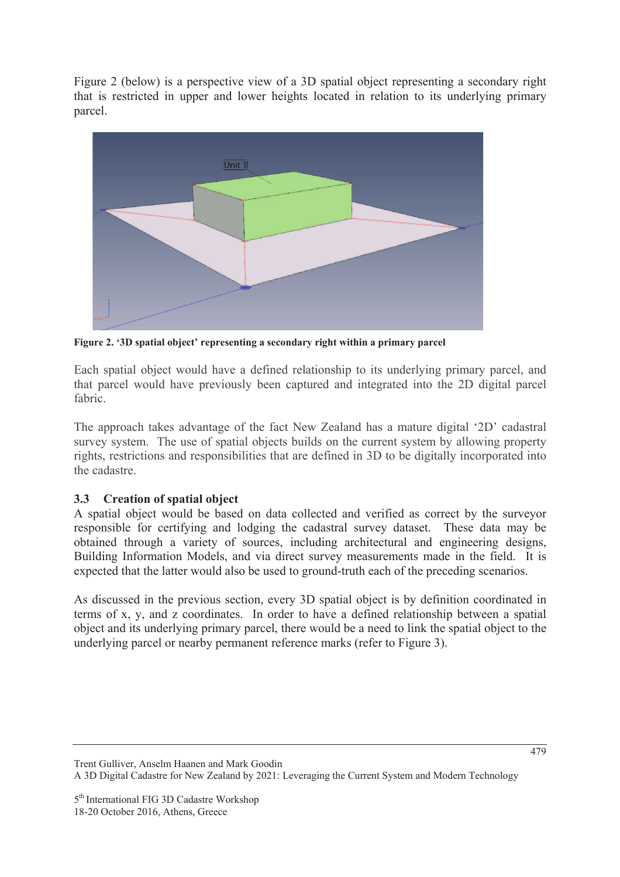Figure 2 (below) is a perspective view of a 3D spatial object representing a secondary right that is restricted in upper and lower heights located in relation to its underlying primary parcel.

**Figure 2. '3D spatial object' representing a secondary right within a primary parcel**

Each spatial object would have a defined relationship to its underlying primary parcel, and that parcel would have previously been captured and integrated into the 2D digital parcel fabric.

The approach takes advantage of the fact New Zealand has a mature digital '2D' cadastral survey system. The use of spatial objects builds on the current system by allowing property rights, restrictions and responsibilities that are defined in 3D to be digitally incorporated into the cadastre.

### 3.3 Creation of spatial object

A spatial object would be based on data collected and verified as correct by the surveyor responsible for certifying and lodging the cadastral survey dataset. These data may be obtained through a variety of sources, including architectural and engineering designs, Building Information Models, and via direct survey measurements made in the field. It is expected that the latter would also be used to ground-truth each of the preceding scenarios.

As discussed in the previous section, every 3D spatial object is by definition coordinated in terms of x, y, and z coordinates. In order to have a defined relationship between a spatial object and its underlying primary parcel, there would be a need to link the spatial object to the underlying parcel or nearby permanent reference marks (refer to Figure 3).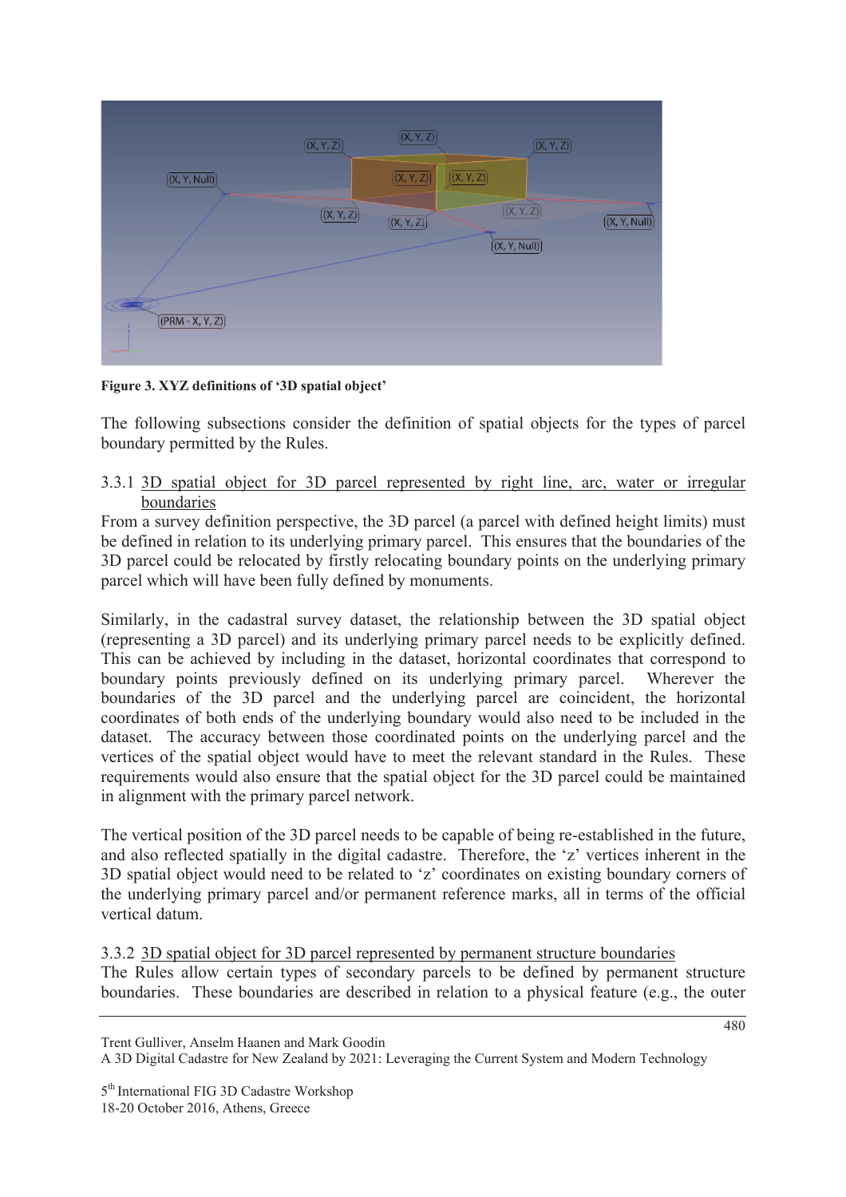**Figure 3. XYZ definitions of '3D spatial object'**

The following subsections consider the definition of spatial objects for the types of parcel boundary permitted by the Rules.

### 3.3.1 3D spatial object for 3D parcel represented by right line, arc, water or irregular boundaries

From a survey definition perspective, the 3D parcel (a parcel with defined height limits) must be defined in relation to its underlying primary parcel. This ensures that the boundaries of the 3D parcel could be relocated by firstly relocating boundary points on the underlying primary parcel which will have been fully defined by monuments.

Similarly, in the cadastral survey dataset, the relationship between the 3D spatial object (representing a 3D parcel) and its underlying primary parcel needs to be explicitly defined. This can be achieved by including in the dataset, horizontal coordinates that correspond to boundary points previously defined on its underlying primary parcel. Wherever the boundaries of the 3D parcel and the underlying parcel are coincident, the horizontal coordinates of both ends of the underlying boundary would also need to be included in the dataset. The accuracy between those coordinated points on the underlying parcel and the vertices of the spatial object would have to meet the relevant standard in the Rules. These requirements would also ensure that the spatial object for the 3D parcel could be maintained in alignment with the primary parcel network.

The vertical position of the 3D parcel needs to be capable of being re-established in the future, and also reflected spatially in the digital cadastre. Therefore, the 'z' vertices inherent in the 3D spatial object would need to be related to 'z' coordinates on existing boundary corners of the underlying primary parcel and/or permanent reference marks, all in terms of the official vertical datum.

### 3.3.2 3D spatial object for 3D parcel represented by permanent structure boundaries

The Rules allow certain types of secondary parcels to be defined by permanent structure boundaries. These boundaries are described in relation to a physical feature (e.g., the outer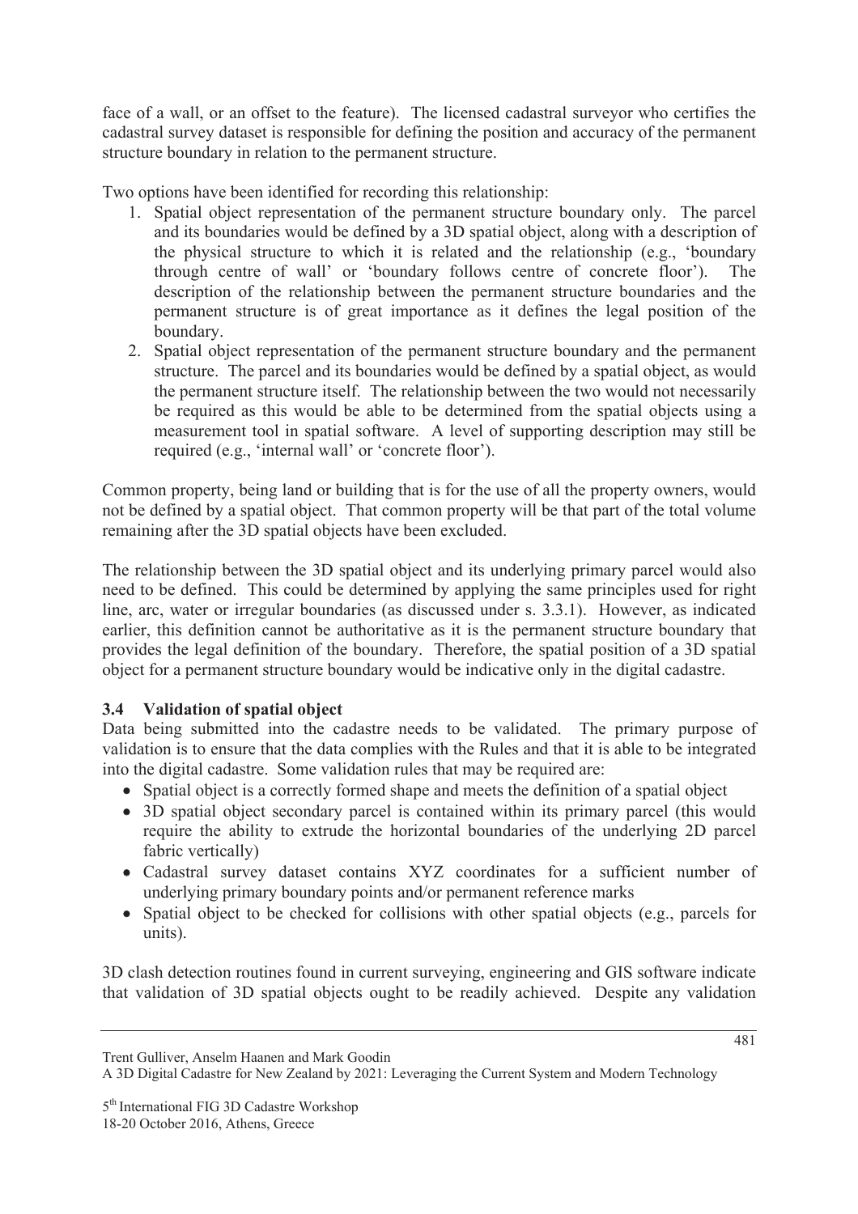face of a wall, or an offset to the feature). The licensed cadastral surveyor who certifies the cadastral survey dataset is responsible for defining the position and accuracy of the permanent structure boundary in relation to the permanent structure.

Two options have been identified for recording this relationship:

1. Spatial object representation of the permanent structure boundary only. The parcel and its boundaries would be defined by a 3D spatial object, along with a description of the physical structure to which it is related and the relationship (e.g., 'boundary through centre of wall' or 'boundary follows centre of concrete floor'). The description of the relationship between the permanent structure boundaries and the permanent structure is of great importance as it defines the legal position of the boundary.
2. Spatial object representation of the permanent structure boundary and the permanent structure. The parcel and its boundaries would be defined by a spatial object, as would the permanent structure itself. The relationship between the two would not necessarily be required as this would be able to be determined from the spatial objects using a measurement tool in spatial software. A level of supporting description may still be required (e.g., 'internal wall' or 'concrete floor').

Common property, being land or building that is for the use of all the property owners, would not be defined by a spatial object. That common property will be that part of the total volume remaining after the 3D spatial objects have been excluded.

The relationship between the 3D spatial object and its underlying primary parcel would also need to be defined. This could be determined by applying the same principles used for right line, arc, water or irregular boundaries (as discussed under s. 3.3.1). However, as indicated earlier, this definition cannot be authoritative as it is the permanent structure boundary that provides the legal definition of the boundary. Therefore, the spatial position of a 3D spatial object for a permanent structure boundary would be indicative only in the digital cadastre.

### 3.4 Validation of spatial object

Data being submitted into the cadastre needs to be validated. The primary purpose of validation is to ensure that the data complies with the Rules and that it is able to be integrated into the digital cadastre. Some validation rules that may be required are:

- Spatial object is a correctly formed shape and meets the definition of a spatial object
- 3D spatial object secondary parcel is contained within its primary parcel (this would require the ability to extrude the horizontal boundaries of the underlying 2D parcel fabric vertically)
- Cadastral survey dataset contains XYZ coordinates for a sufficient number of underlying primary boundary points and/or permanent reference marks
- Spatial object to be checked for collisions with other spatial objects (e.g., parcels for units).

3D clash detection routines found in current surveying, engineering and GIS software indicate that validation of 3D spatial objects ought to be readily achieved. Despite any validation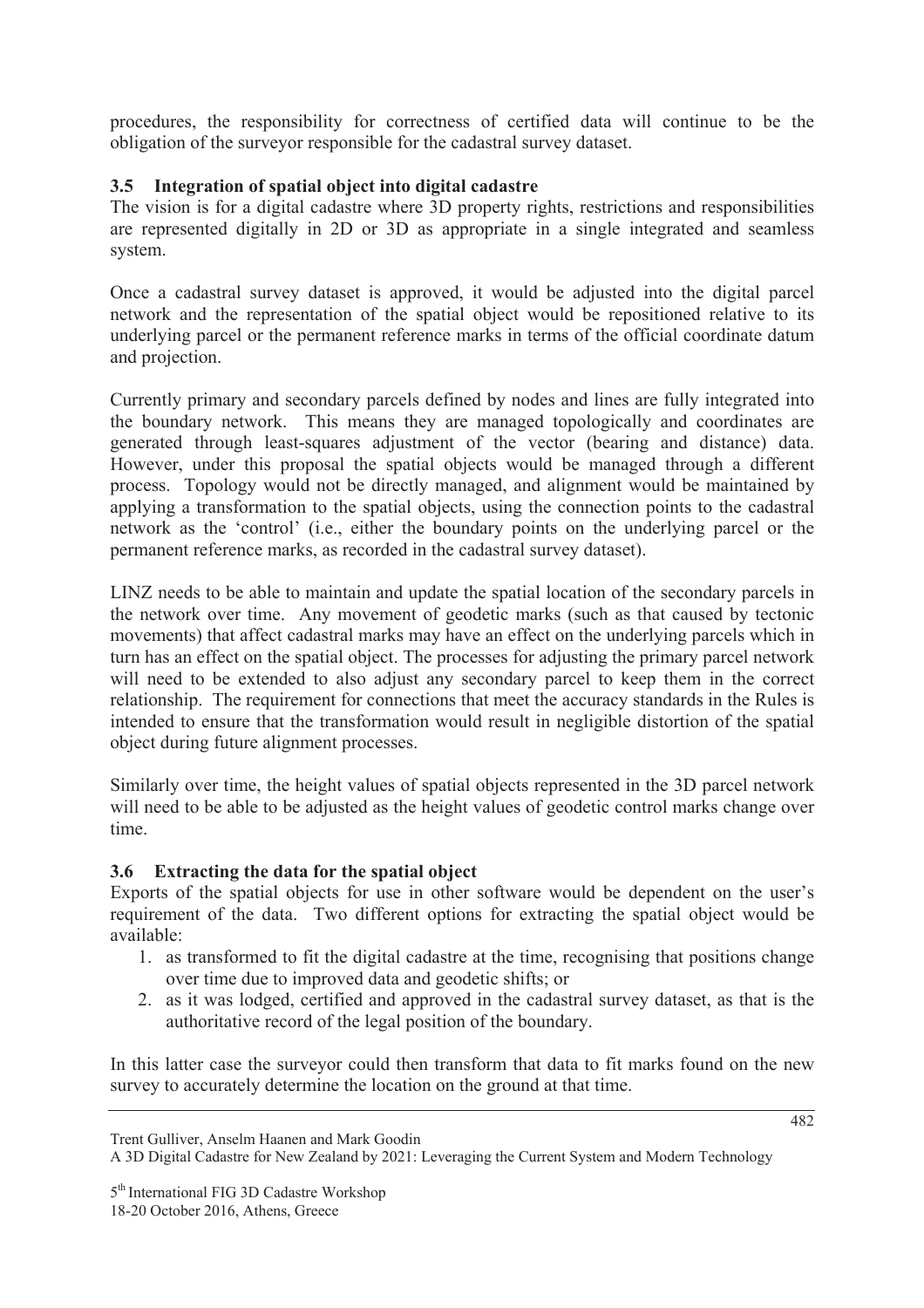procedures, the responsibility for correctness of certified data will continue to be the obligation of the surveyor responsible for the cadastral survey dataset.

### 3.5 Integration of spatial object into digital cadastre

The vision is for a digital cadastre where 3D property rights, restrictions and responsibilities are represented digitally in 2D or 3D as appropriate in a single integrated and seamless system.

Once a cadastral survey dataset is approved, it would be adjusted into the digital parcel network and the representation of the spatial object would be repositioned relative to its underlying parcel or the permanent reference marks in terms of the official coordinate datum and projection.

Currently primary and secondary parcels defined by nodes and lines are fully integrated into the boundary network. This means they are managed topologically and coordinates are generated through least-squares adjustment of the vector (bearing and distance) data. However, under this proposal the spatial objects would be managed through a different process. Topology would not be directly managed, and alignment would be maintained by applying a transformation to the spatial objects, using the connection points to the cadastral network as the 'control' (i.e., either the boundary points on the underlying parcel or the permanent reference marks, as recorded in the cadastral survey dataset).

LINZ needs to be able to maintain and update the spatial location of the secondary parcels in the network over time. Any movement of geodetic marks (such as that caused by tectonic movements) that affect cadastral marks may have an effect on the underlying parcels which in turn has an effect on the spatial object. The processes for adjusting the primary parcel network will need to be extended to also adjust any secondary parcel to keep them in the correct relationship. The requirement for connections that meet the accuracy standards in the Rules is intended to ensure that the transformation would result in negligible distortion of the spatial object during future alignment processes.

Similarly over time, the height values of spatial objects represented in the 3D parcel network will need to be able to be adjusted as the height values of geodetic control marks change over time.

### 3.6 Extracting the data for the spatial object

Exports of the spatial objects for use in other software would be dependent on the user's requirement of the data. Two different options for extracting the spatial object would be available:

1. as transformed to fit the digital cadastre at the time, recognising that positions change over time due to improved data and geodetic shifts; or
2. as it was lodged, certified and approved in the cadastral survey dataset, as that is the authoritative record of the legal position of the boundary.

In this latter case the surveyor could then transform that data to fit marks found on the new survey to accurately determine the location on the ground at that time.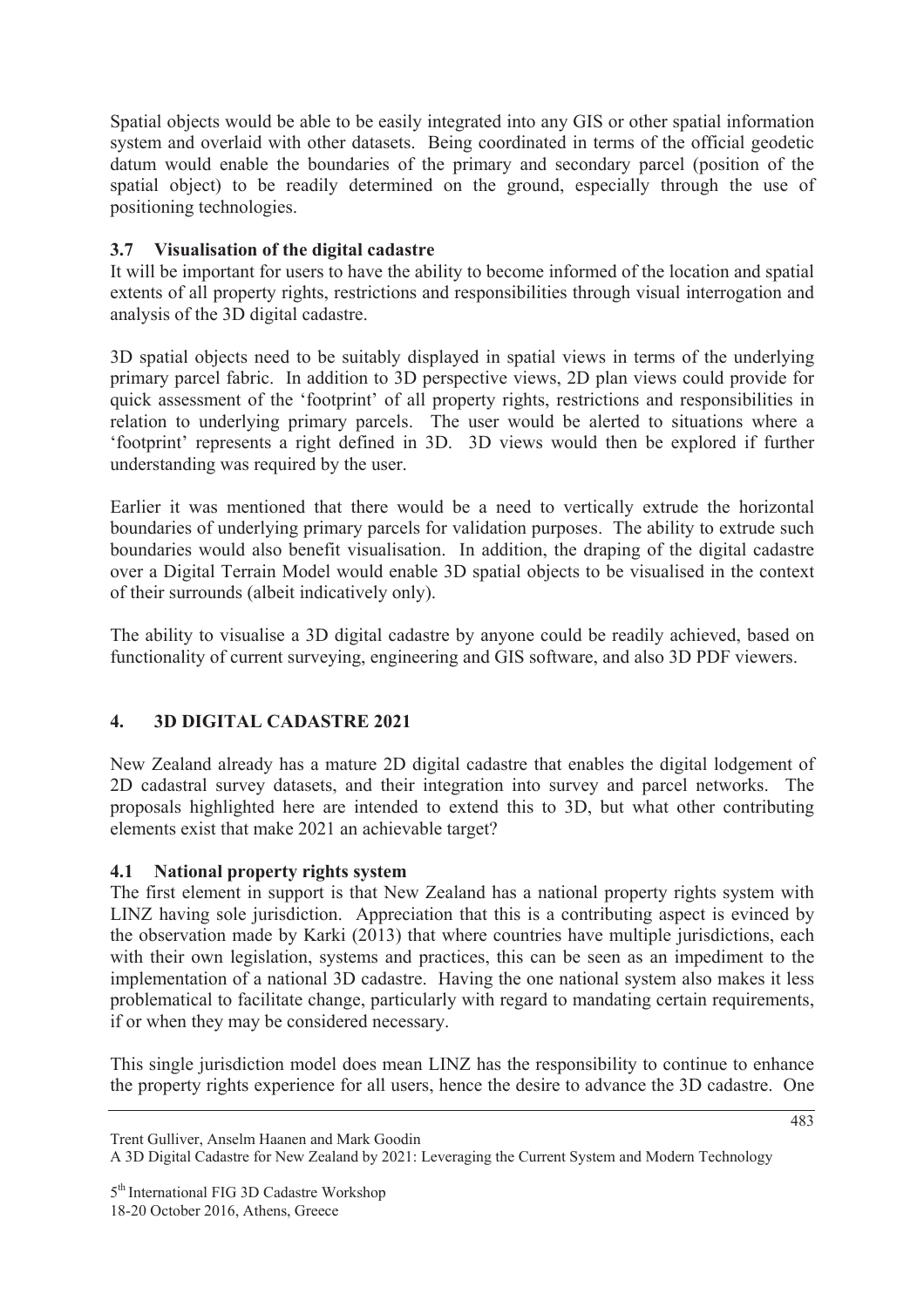Spatial objects would be able to be easily integrated into any GIS or other spatial information system and overlaid with other datasets. Being coordinated in terms of the official geodetic datum would enable the boundaries of the primary and secondary parcel (position of the spatial object) to be readily determined on the ground, especially through the use of positioning technologies.

### 3.7 Visualisation of the digital cadastre

It will be important for users to have the ability to become informed of the location and spatial extents of all property rights, restrictions and responsibilities through visual interrogation and analysis of the 3D digital cadastre.

3D spatial objects need to be suitably displayed in spatial views in terms of the underlying primary parcel fabric. In addition to 3D perspective views, 2D plan views could provide for quick assessment of the 'footprint' of all property rights, restrictions and responsibilities in relation to underlying primary parcels. The user would be alerted to situations where a 'footprint' represents a right defined in 3D. 3D views would then be explored if further understanding was required by the user.

Earlier it was mentioned that there would be a need to vertically extrude the horizontal boundaries of underlying primary parcels for validation purposes. The ability to extrude such boundaries would also benefit visualisation. In addition, the draping of the digital cadastre over a Digital Terrain Model would enable 3D spatial objects to be visualised in the context of their surrounds (albeit indicatively only).

The ability to visualise a 3D digital cadastre by anyone could be readily achieved, based on functionality of current surveying, engineering and GIS software, and also 3D PDF viewers.

## 4. 3D DIGITAL CADASTRE 2021

New Zealand already has a mature 2D digital cadastre that enables the digital lodgement of 2D cadastral survey datasets, and their integration into survey and parcel networks. The proposals highlighted here are intended to extend this to 3D, but what other contributing elements exist that make 2021 an achievable target?

### 4.1 National property rights system

The first element in support is that New Zealand has a national property rights system with LINZ having sole jurisdiction. Appreciation that this is a contributing aspect is evinced by the observation made by Karki (2013) that where countries have multiple jurisdictions, each with their own legislation, systems and practices, this can be seen as an impediment to the implementation of a national 3D cadastre. Having the one national system also makes it less problematical to facilitate change, particularly with regard to mandating certain requirements, if or when they may be considered necessary.

This single jurisdiction model does mean LINZ has the responsibility to continue to enhance the property rights experience for all users, hence the desire to advance the 3D cadastre. One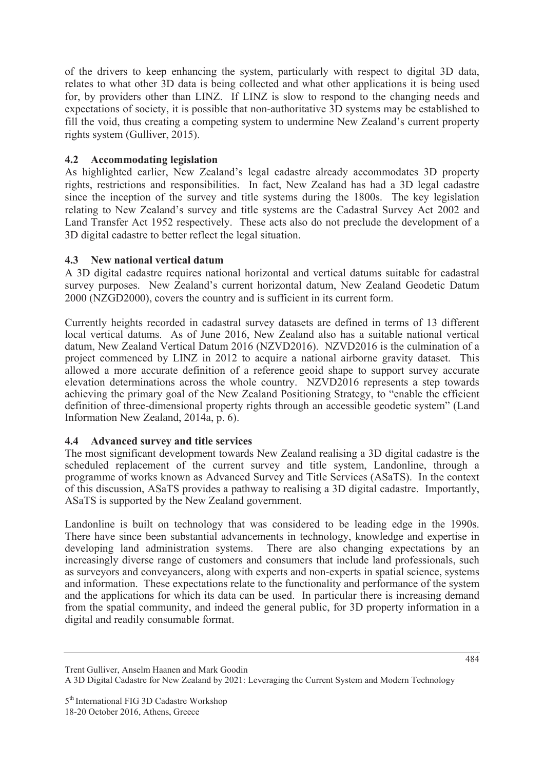of the drivers to keep enhancing the system, particularly with respect to digital 3D data, relates to what other 3D data is being collected and what other applications it is being used for, by providers other than LINZ. If LINZ is slow to respond to the changing needs and expectations of society, it is possible that non-authoritative 3D systems may be established to fill the void, thus creating a competing system to undermine New Zealand's current property rights system (Gulliver, 2015).

### 4.2 Accommodating legislation

As highlighted earlier, New Zealand's legal cadastre already accommodates 3D property rights, restrictions and responsibilities. In fact, New Zealand has had a 3D legal cadastre since the inception of the survey and title systems during the 1800s. The key legislation relating to New Zealand's survey and title systems are the Cadastral Survey Act 2002 and Land Transfer Act 1952 respectively. These acts also do not preclude the development of a 3D digital cadastre to better reflect the legal situation.

### 4.3 New national vertical datum

A 3D digital cadastre requires national horizontal and vertical datums suitable for cadastral survey purposes. New Zealand's current horizontal datum, New Zealand Geodetic Datum 2000 (NZGD2000), covers the country and is sufficient in its current form.

Currently heights recorded in cadastral survey datasets are defined in terms of 13 different local vertical datums. As of June 2016, New Zealand also has a suitable national vertical datum, New Zealand Vertical Datum 2016 (NZVD2016). NZVD2016 is the culmination of a project commenced by LINZ in 2012 to acquire a national airborne gravity dataset. This allowed a more accurate definition of a reference geoid shape to support survey accurate elevation determinations across the whole country. NZVD2016 represents a step towards achieving the primary goal of the New Zealand Positioning Strategy, to "enable the efficient definition of three-dimensional property rights through an accessible geodetic system" (Land Information New Zealand, 2014a, p. 6).

### 4.4 Advanced survey and title services

The most significant development towards New Zealand realising a 3D digital cadastre is the scheduled replacement of the current survey and title system, Landonline, through a programme of works known as Advanced Survey and Title Services (ASaTS). In the context of this discussion, ASaTS provides a pathway to realising a 3D digital cadastre. Importantly, ASaTS is supported by the New Zealand government.

Landonline is built on technology that was considered to be leading edge in the 1990s. There have since been substantial advancements in technology, knowledge and expertise in developing land administration systems. There are also changing expectations by an increasingly diverse range of customers and consumers that include land professionals, such as surveyors and conveyancers, along with experts and non-experts in spatial science, systems and information. These expectations relate to the functionality and performance of the system and the applications for which its data can be used. In particular there is increasing demand from the spatial community, and indeed the general public, for 3D property information in a digital and readily consumable format.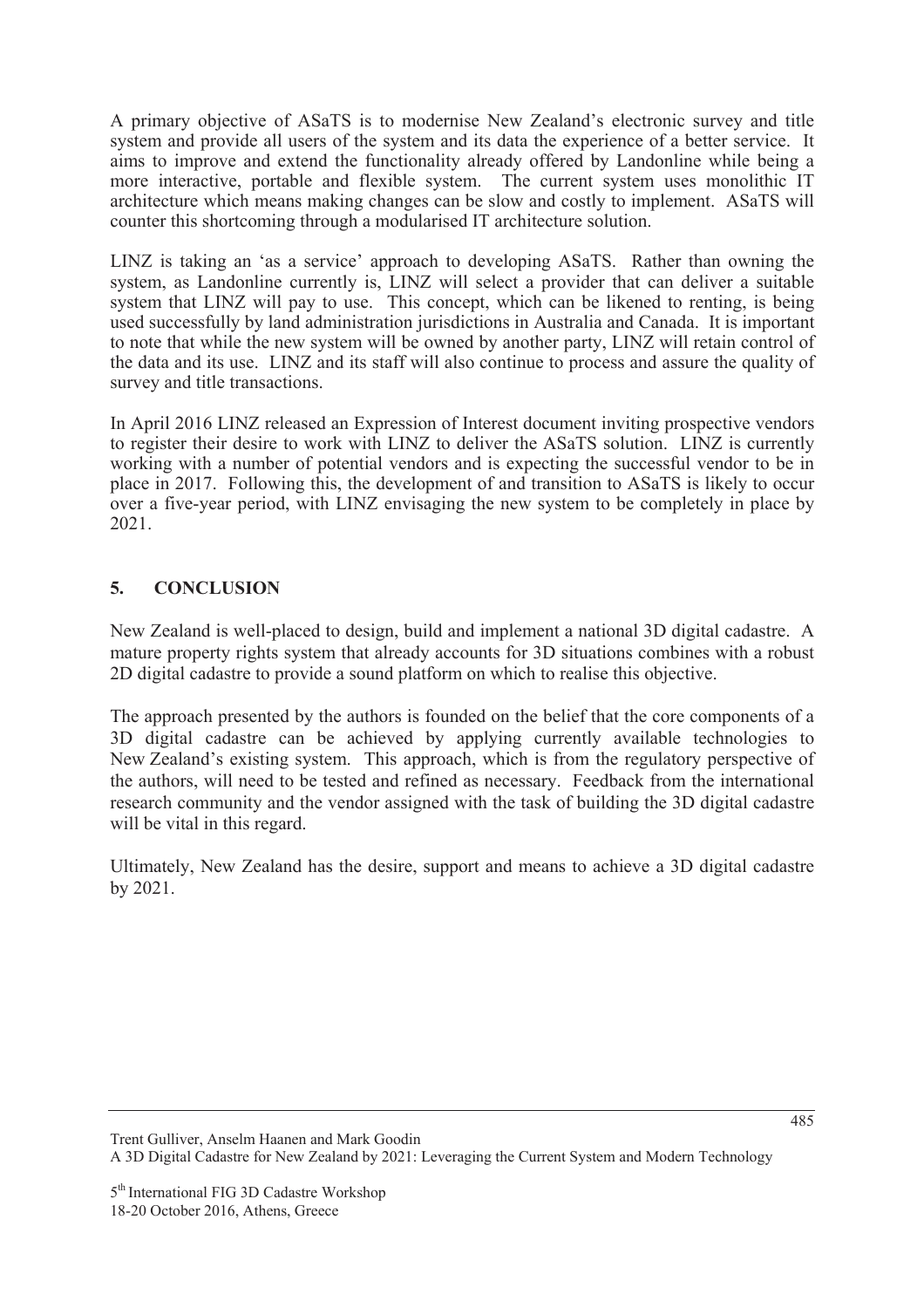A primary objective of ASaTS is to modernise New Zealand's electronic survey and title system and provide all users of the system and its data the experience of a better service. It aims to improve and extend the functionality already offered by Landonline while being a more interactive, portable and flexible system. The current system uses monolithic IT architecture which means making changes can be slow and costly to implement. ASaTS will counter this shortcoming through a modularised IT architecture solution.

LINZ is taking an 'as a service' approach to developing ASaTS. Rather than owning the system, as Landonline currently is, LINZ will select a provider that can deliver a suitable system that LINZ will pay to use. This concept, which can be likened to renting, is being used successfully by land administration jurisdictions in Australia and Canada. It is important to note that while the new system will be owned by another party, LINZ will retain control of the data and its use. LINZ and its staff will also continue to process and assure the quality of survey and title transactions.

In April 2016 LINZ released an Expression of Interest document inviting prospective vendors to register their desire to work with LINZ to deliver the ASaTS solution. LINZ is currently working with a number of potential vendors and is expecting the successful vendor to be in place in 2017. Following this, the development of and transition to ASaTS is likely to occur over a five-year period, with LINZ envisaging the new system to be completely in place by 2021.

## 5. CONCLUSION

New Zealand is well-placed to design, build and implement a national 3D digital cadastre. A mature property rights system that already accounts for 3D situations combines with a robust 2D digital cadastre to provide a sound platform on which to realise this objective.

The approach presented by the authors is founded on the belief that the core components of a 3D digital cadastre can be achieved by applying currently available technologies to New Zealand's existing system. This approach, which is from the regulatory perspective of the authors, will need to be tested and refined as necessary. Feedback from the international research community and the vendor assigned with the task of building the 3D digital cadastre will be vital in this regard.

Ultimately, New Zealand has the desire, support and means to achieve a 3D digital cadastre by 2021.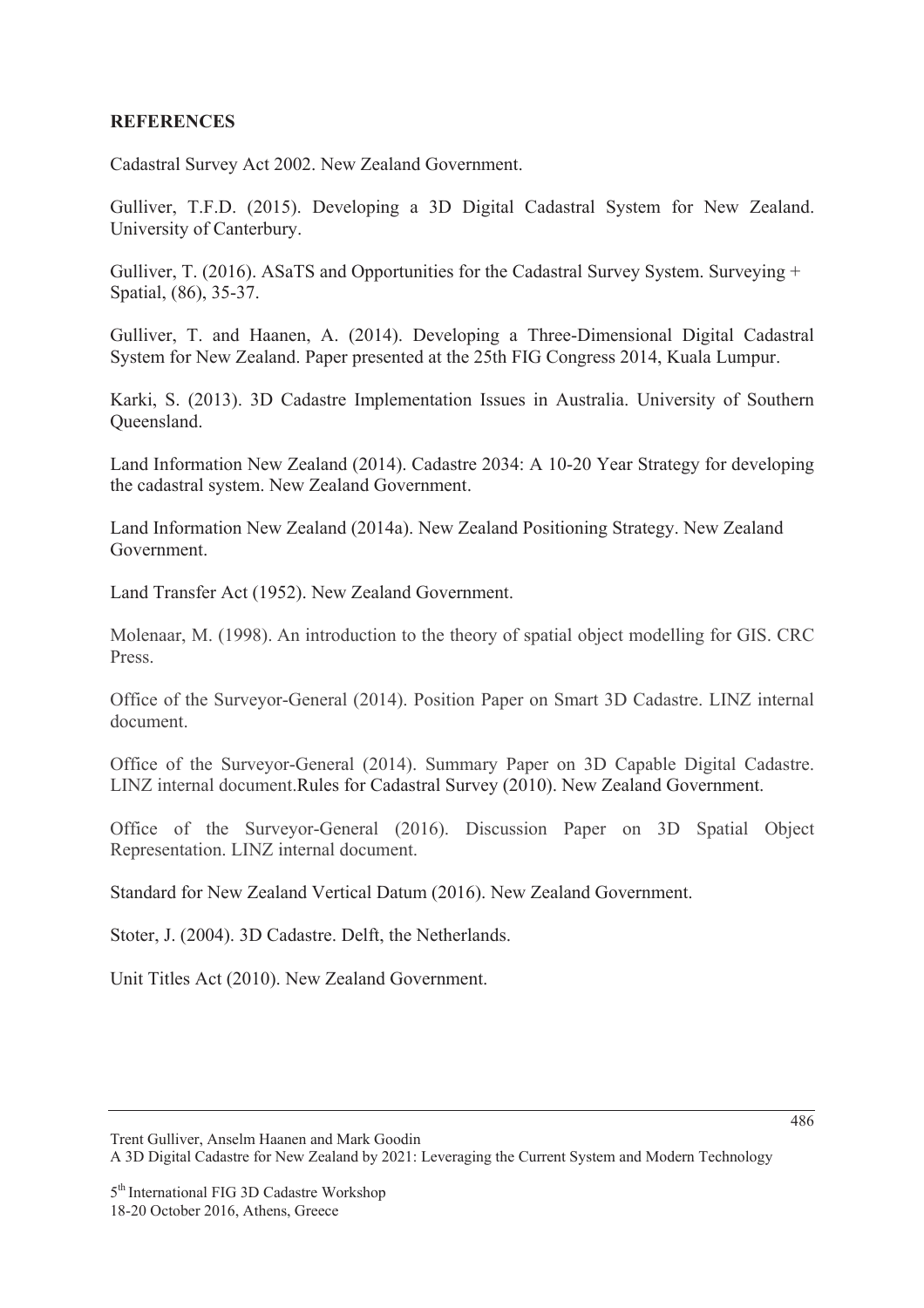**REFERENCES**

Cadastral Survey Act 2002. New Zealand Government.

Gulliver, T.F.D. (2015). Developing a 3D Digital Cadastral System for New Zealand. University of Canterbury.

Gulliver, T. (2016). ASaTS and Opportunities for the Cadastral Survey System. Surveying + Spatial, (86), 35-37.

Gulliver, T. and Haanen, A. (2014). Developing a Three-Dimensional Digital Cadastral System for New Zealand. Paper presented at the 25th FIG Congress 2014, Kuala Lumpur.

Karki, S. (2013). 3D Cadastre Implementation Issues in Australia. University of Southern Queensland.

Land Information New Zealand (2014). Cadastre 2034: A 10-20 Year Strategy for developing the cadastral system. New Zealand Government.

Land Information New Zealand (2014a). New Zealand Positioning Strategy. New Zealand Government.

Land Transfer Act (1952). New Zealand Government.

Molenaar, M. (1998). An introduction to the theory of spatial object modelling for GIS. CRC Press.

Office of the Surveyor-General (2014). Position Paper on Smart 3D Cadastre. LINZ internal document.

Office of the Surveyor-General (2014). Summary Paper on 3D Capable Digital Cadastre. LINZ internal document.Rules for Cadastral Survey (2010). New Zealand Government.

Office of the Surveyor-General (2016). Discussion Paper on 3D Spatial Object Representation. LINZ internal document.

Standard for New Zealand Vertical Datum (2016). New Zealand Government.

Stoter, J. (2004). 3D Cadastre. Delft, the Netherlands.

Unit Titles Act (2010). New Zealand Government.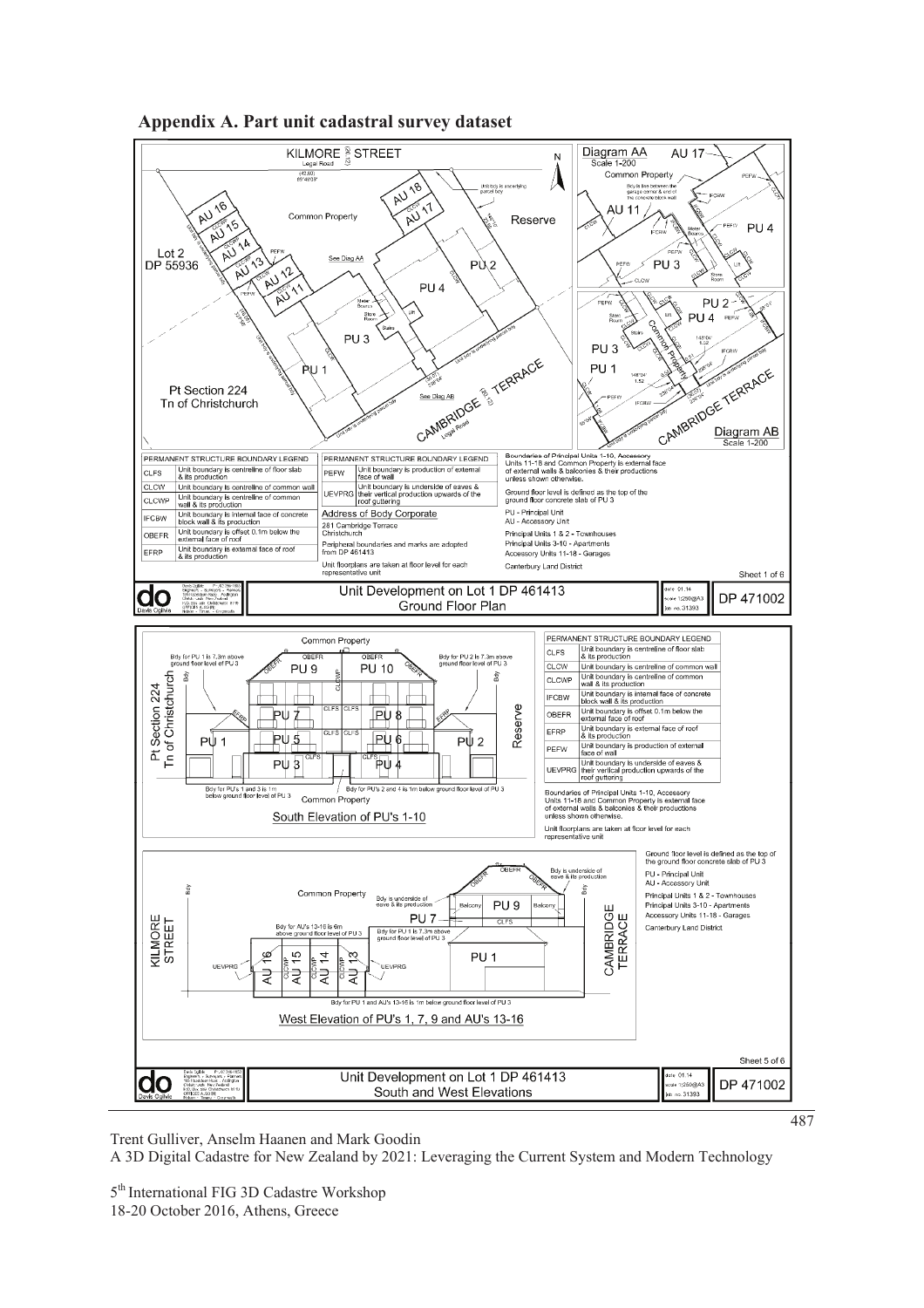## Appendix A. Part unit cadastral survey dataset

KILMORE STREET
Legal Road

Diagram AA
Scale 1-200

AU 17

Common Property

Reserve

Lot 2
DP 55936

Pt Section 224
Tn of Christchurch

CAMBRIDGE TERRACE
Legal Road

Diagram AB
Scale 1-200

| PERMANENT STRUCTURE BOUNDARY LEGEND | |
|---|---|
| CLFS | Unit boundary is centreline of floor slab & its production |
| CLCW | Unit boundary is centreline of common wall |
| CLCWP | Unit boundary is centreline of common wall & its production |
| IFCBW | Unit boundary is internal face of concrete block wall & its production |
| OBEFR | Unit boundary is offset 0.1m below the external face of roof |
| EFRP | Unit boundary is external face of roof & its production |

| PERMANENT STRUCTURE BOUNDARY LEGEND | |
|---|---|
| PEFW | Unit boundary is production of external face of wall |
| UEVPRG | Unit boundary is underside of eaves & their vertical production upwards of the roof guttering |

Address of Body Corporate
281 Cambridge Terrace
Christchurch

Peripheral boundaries and marks are adopted from DP 461413

Unit floorplans are taken at floor level for each representative unit

Boundaries of Principal Units 1-10, Accessory Units 11-18 and Common Property is external face of external walls & balconies & their productions unless shown otherwise.

Ground floor level is defined as the top of the ground floor concrete slab of PU 3

PU - Principal Unit
AU - Accessory Unit

Principal Units 1 & 2 - Townhouses
Principal Units 3-10 - Apartments
Accessory Units 11-18 - Garages

Canterbury Land District

Sheet 1 of 6

Unit Development on Lot 1 DP 461413
Ground Floor Plan

DP 471002

South Elevation of PU's 1-10

Bdy for PU 1 is 7.3m above ground floor level of PU 3

Bdy for PU 2 is 7.3m above ground floor level of PU 3

Bdy for PU's 1 and 3 is 1m below ground floor level of PU 3

Bdy for PU's 2 and 4 is 1m below ground floor level of PU 3

| PERMANENT STRUCTURE BOUNDARY LEGEND | |
|---|---|
| CLFS | Unit boundary is centreline of floor slab & its production |
| CLCW | Unit boundary is centreline of common wall |
| CLCWP | Unit boundary is centreline of common wall & its production |
| IFCBW | Unit boundary is internal face of concrete block wall & its production |
| OBEFR | Unit boundary is offset 0.1m below the external face of roof |
| EFRP | Unit boundary is external face of roof & its production |
| PEFW | Unit boundary is production of external face of wall |
| UEVPRG | Unit boundary is underside of eaves & their vertical production upwards of the roof guttering |

Boundaries of Principal Units 1-10, Accessory Units 11-18 and Common Property is external face of external walls & balconies & their productions unless shown otherwise.

Unit floorplans are taken at floor level for each representative unit

Ground floor level is defined as the top of the ground floor concrete slab of PU 3

PU - Principal Unit
AU - Accessory Unit

Principal Units 1 & 2 - Townhouses
Principal Units 3-10 - Apartments
Accessory Units 11-18 - Garages

Canterbury Land District

West Elevation of PU's 1, 7, 9 and AU's 13-16

Bdy for AU's 13-16 is 6m above ground floor level of PU 3

Bdy for PU 1 is 7.3m above ground floor level of PU 3

Bdy for PU 1 and AU's 13-16 is 1m below ground floor level of PU 3

Sheet 5 of 6

Unit Development on Lot 1 DP 461413
South and West Elevations

DP 471002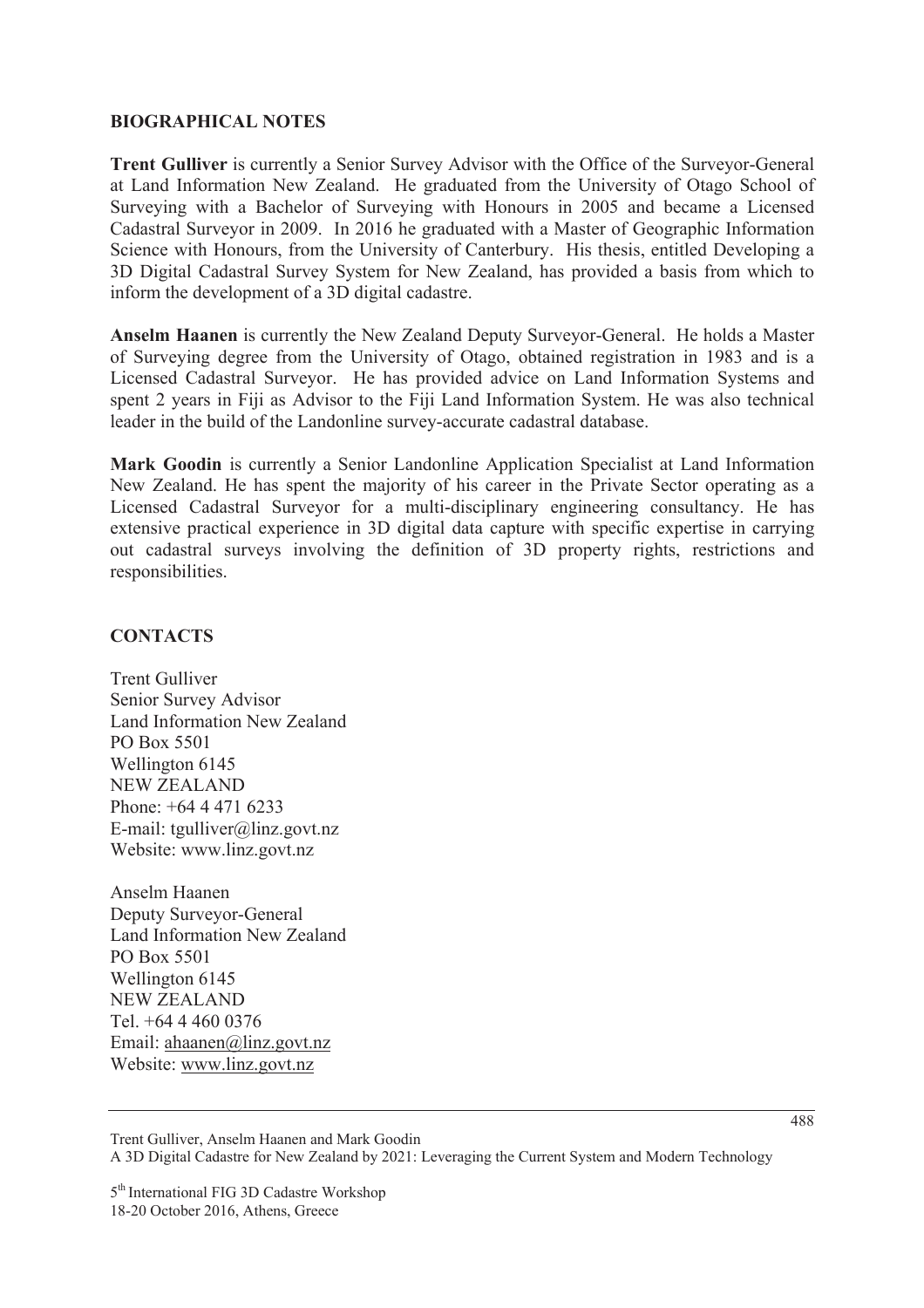## BIOGRAPHICAL NOTES

**Trent Gulliver** is currently a Senior Survey Advisor with the Office of the Surveyor-General at Land Information New Zealand. He graduated from the University of Otago School of Surveying with a Bachelor of Surveying with Honours in 2005 and became a Licensed Cadastral Surveyor in 2009. In 2016 he graduated with a Master of Geographic Information Science with Honours, from the University of Canterbury. His thesis, entitled Developing a 3D Digital Cadastral Survey System for New Zealand, has provided a basis from which to inform the development of a 3D digital cadastre.

**Anselm Haanen** is currently the New Zealand Deputy Surveyor-General. He holds a Master of Surveying degree from the University of Otago, obtained registration in 1983 and is a Licensed Cadastral Surveyor. He has provided advice on Land Information Systems and spent 2 years in Fiji as Advisor to the Fiji Land Information System. He was also technical leader in the build of the Landonline survey-accurate cadastral database.

**Mark Goodin** is currently a Senior Landonline Application Specialist at Land Information New Zealand. He has spent the majority of his career in the Private Sector operating as a Licensed Cadastral Surveyor for a multi-disciplinary engineering consultancy. He has extensive practical experience in 3D digital data capture with specific expertise in carrying out cadastral surveys involving the definition of 3D property rights, restrictions and responsibilities.

## CONTACTS

Trent Gulliver
Senior Survey Advisor
Land Information New Zealand
PO Box 5501
Wellington 6145
NEW ZEALAND
Phone: +64 4 471 6233
E-mail: tgulliver@linz.govt.nz
Website: www.linz.govt.nz

Anselm Haanen
Deputy Surveyor-General
Land Information New Zealand
PO Box 5501
Wellington 6145
NEW ZEALAND
Tel. +64 4 460 0376
Email: ahaanen@linz.govt.nz
Website: www.linz.govt.nz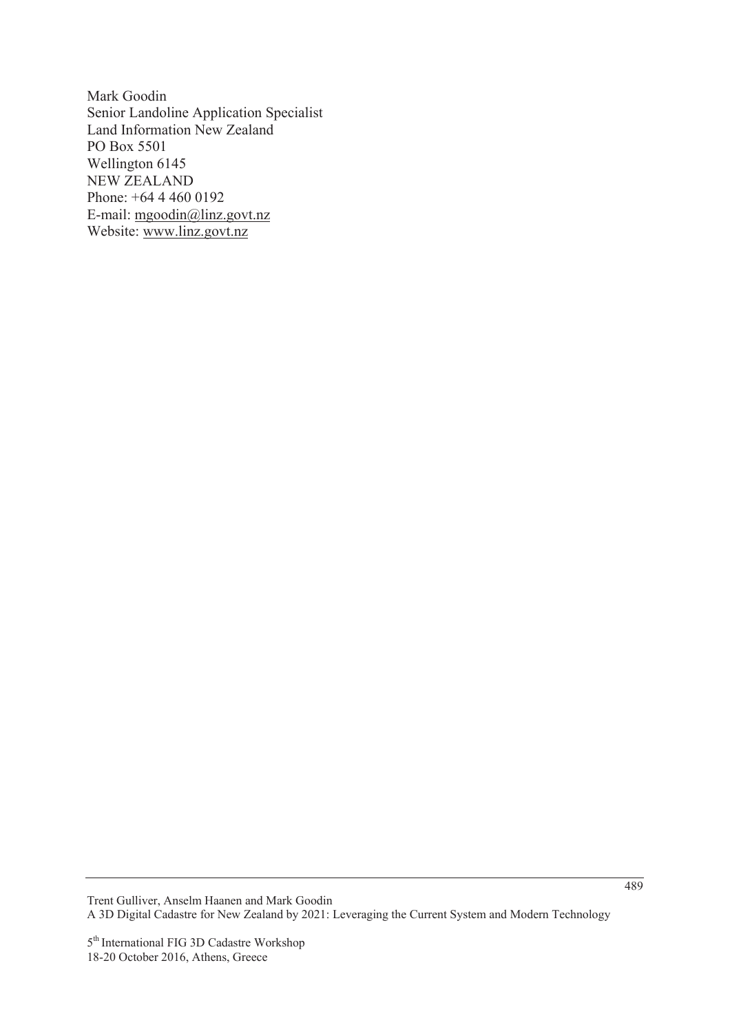Mark Goodin
Senior Landoline Application Specialist
Land Information New Zealand
PO Box 5501
Wellington 6145
NEW ZEALAND
Phone: +64 4 460 0192
E-mail: mgoodin@linz.govt.nz
Website: www.linz.govt.nz